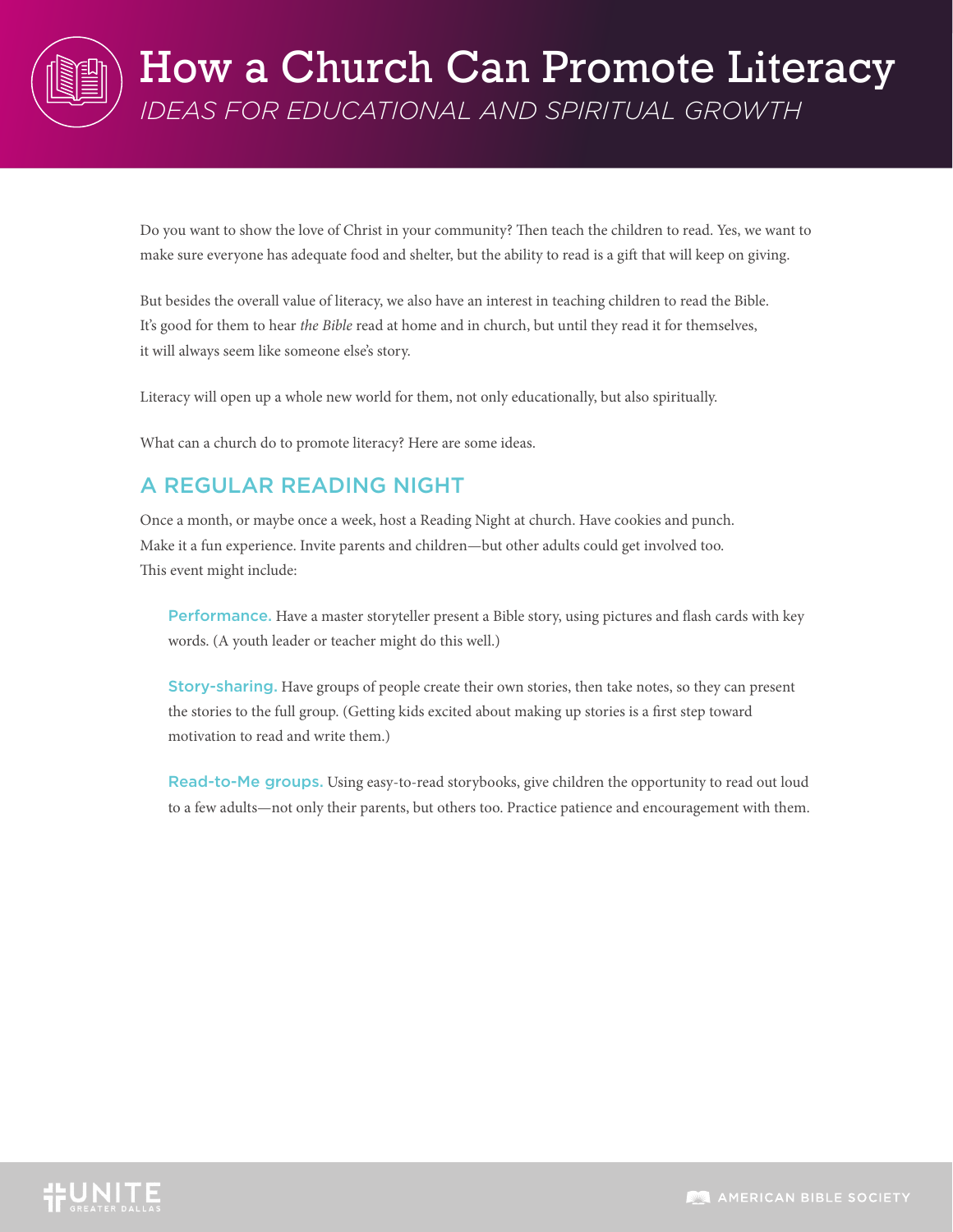# How a Church Can Promote Literacy

*IDEAS FOR EDUCATIONAL AND SPIRITUAL GROWTH*

Do you want to show the love of Christ in your community? Then teach the children to read. Yes, we want to make sure everyone has adequate food and shelter, but the ability to read is a gift that will keep on giving.

But besides the overall value of literacy, we also have an interest in teaching children to read the Bible. It's good for them to hear *the Bible* read at home and in church, but until they read it for themselves, it will always seem like someone else's story.

Literacy will open up a whole new world for them, not only educationally, but also spiritually.

What can a church do to promote literacy? Here are some ideas.

## A REGULAR READING NIGHT

Once a month, or maybe once a week, host a Reading Night at church. Have cookies and punch. Make it a fun experience. Invite parents and children—but other adults could get involved too. This event might include:

**Performance.** Have a master storyteller present a Bible story, using pictures and flash cards with key words. (A youth leader or teacher might do this well.)

**Story-sharing.** Have groups of people create their own stories, then take notes, so they can present the stories to the full group. (Getting kids excited about making up stories is a first step toward motivation to read and write them.)

**Read-to-Me groups.** Using easy-to-read storybooks, give children the opportunity to read out loud to a few adults—not only their parents, but others too. Practice patience and encouragement with them.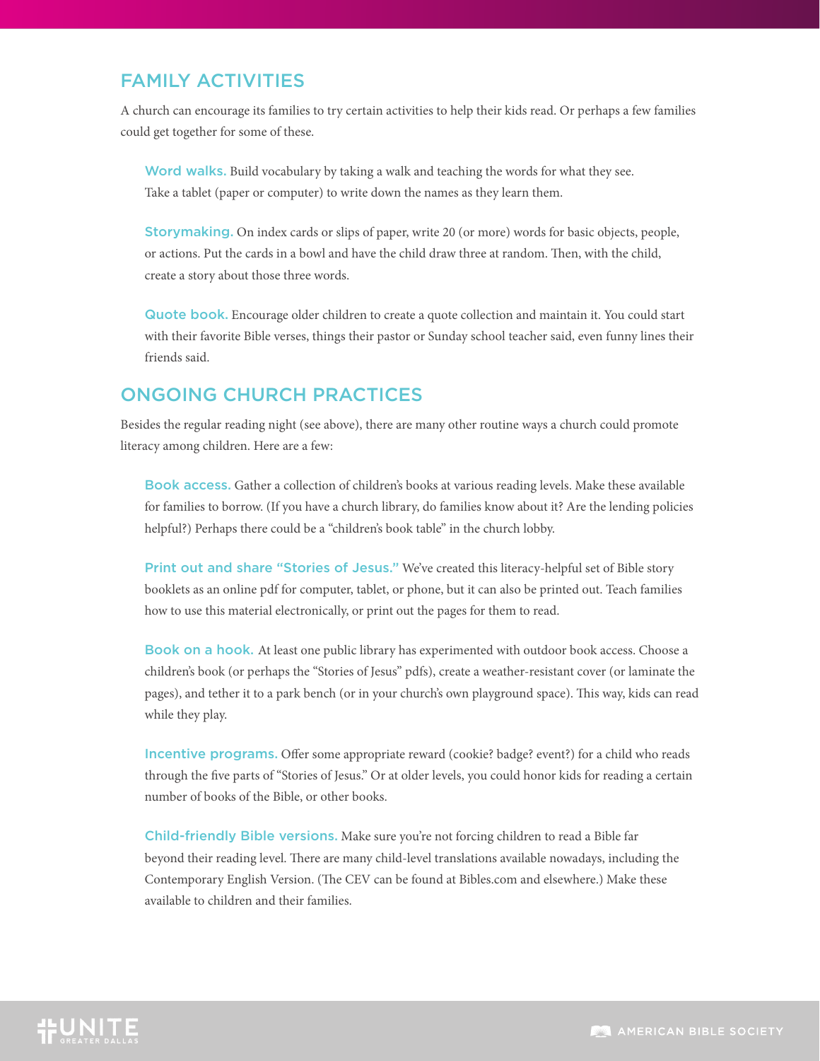## FAMILY ACTIVITIES

A church can encourage its families to try certain activities to help their kids read. Or perhaps a few families could get together for some of these.

**Word walks.** Build vocabulary by taking a walk and teaching the words for what they see. Take a tablet (paper or computer) to write down the names as they learn them.

**Storymaking.** On index cards or slips of paper, write 20 (or more) words for basic objects, people, or actions. Put the cards in a bowl and have the child draw three at random. Then, with the child, create a story about those three words.

**Quote book.** Encourage older children to create a quote collection and maintain it. You could start with their favorite Bible verses, things their pastor or Sunday school teacher said, even funny lines their friends said.

## ONGOING CHURCH PRACTICES

Besides the regular reading night (see above), there are many other routine ways a church could promote literacy among children. Here are a few:

**Book access.** Gather a collection of children's books at various reading levels. Make these available for families to borrow. (If you have a church library, do families know about it? Are the lending policies helpful?) Perhaps there could be a "children's book table" in the church lobby.

**Print out and share "Stories of Jesus."** We've created this literacy-helpful set of Bible story booklets as an online pdf for computer, tablet, or phone, but it can also be printed out. Teach families how to use this material electronically, or print out the pages for them to read.

**Book on a hook.** At least one public library has experimented with outdoor book access. Choose a children's book (or perhaps the "Stories of Jesus" pdfs), create a weather-resistant cover (or laminate the pages), and tether it to a park bench (or in your church's own playground space). This way, kids can read while they play.

**Incentive programs.** Offer some appropriate reward (cookie? badge? event?) for a child who reads through the five parts of "Stories of Jesus." Or at older levels, you could honor kids for reading a certain number of books of the Bible, or other books.

**Child-friendly Bible versions.** Make sure you're not forcing children to read a Bible far beyond their reading level. There are many child-level translations available nowadays, including the Contemporary English Version. (The CEV can be found at Bibles.com and elsewhere.) Make these available to children and their families.